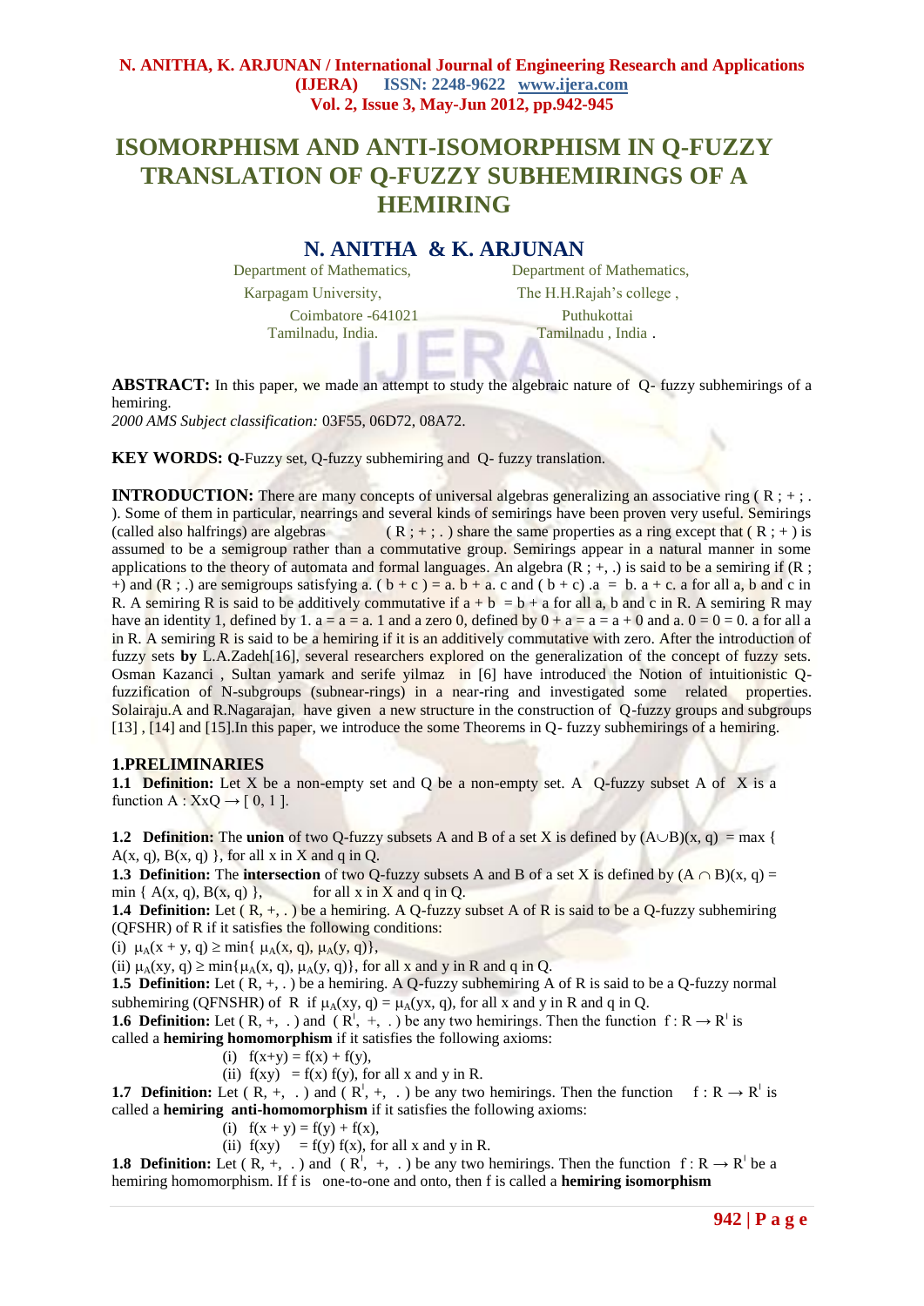# ISOMORPHISM AND ANTI-ISOMORPHISM IN Q-FUZZY TRANSLATION OF Q-FUZZY SUBHEMIRINGS OF A HEMIRING

## N. ANITHA & K. ARJUNAN

Department of Mathematics,
Karpagam University,
Coimbatore -641021
Tamilnadu, India.

Department of Mathematics,
The H.H.Rajah's college ,
Puthukottai
Tamilnadu , India .

**ABSTRACT:** In this paper, we made an attempt to study the algebraic nature of Q- fuzzy subhemirings of a hemiring.

*2000 AMS Subject classification:* 03F55, 06D72, 08A72.

**KEY WORDS: Q**-Fuzzy set, Q-fuzzy subhemiring and Q- fuzzy translation.

**INTRODUCTION:** There are many concepts of universal algebras generalizing an associative ring ( R ; + ; . ). Some of them in particular, nearrings and several kinds of semirings have been proven very useful. Semirings (called also halfrings) are algebras ( R ; + ; . ) share the same properties as a ring except that ( R ; + ) is assumed to be a semigroup rather than a commutative group. Semirings appear in a natural manner in some applications to the theory of automata and formal languages. An algebra (R ; +, .) is said to be a semiring if (R ; +) and (R ; .) are semigroups satisfying a. ( b + c ) = a. b + a. c and ( b + c) .a = b. a + c. a for all a, b and c in R. A semiring R is said to be additively commutative if a + b = b + a for all a, b and c in R. A semiring R may have an identity 1, defined by 1. a = a = a. 1 and a zero 0, defined by 0 + a = a = a + 0 and a. 0 = 0 = 0. a for all a in R. A semiring R is said to be a hemiring if it is an additively commutative with zero. After the introduction of fuzzy sets **by** L.A.Zadeh[16], several researchers explored on the generalization of the concept of fuzzy sets. Osman Kazanci , Sultan yamark and serife yilmaz in [6] have introduced the Notion of intuitionistic Q-fuzzification of N-subgroups (subnear-rings) in a near-ring and investigated some related properties. Solairaju.A and R.Nagarajan, have given a new structure in the construction of Q-fuzzy groups and subgroups [13] , [14] and [15].In this paper, we introduce the some Theorems in Q- fuzzy subhemirings of a hemiring.

## 1.PRELIMINARIES

**1.1 Definition:** Let X be a non-empty set and Q be a non-empty set. A Q-fuzzy subset A of X is a function $A : X \times Q \rightarrow [\,0, 1\,]$.

**1.2 Definition:** The **union** of two Q-fuzzy subsets A and B of a set X is defined by $(A \cup B)(x, q) = \max\{ A(x, q), B(x, q) \}$, for all x in X and q in Q.

**1.3 Definition:** The **intersection** of two Q-fuzzy subsets A and B of a set X is defined by $(A \cap B)(x, q) = \min\{ A(x, q), B(x, q) \}$, for all x in X and q in Q.

**1.4 Definition:** Let ( R, +, . ) be a hemiring. A Q-fuzzy subset A of R is said to be a Q-fuzzy subhemiring (QFSHR) of R if it satisfies the following conditions:

(i) $\mu_A(x + y, q) \geq \min\{ \mu_A(x, q), \mu_A(y, q)\}$,

(ii) $\mu_A(xy, q) \geq \min\{\mu_A(x, q), \mu_A(y, q)\}$, for all x and y in R and q in Q.

**1.5 Definition:** Let ( R, +, . ) be a hemiring. A Q-fuzzy subhemiring A of R is said to be a Q-fuzzy normal subhemiring (QFNSHR) of R if $\mu_A(xy, q) = \mu_A(yx, q)$, for all x and y in R and q in Q.

**1.6 Definition:** Let ( R, +, . ) and ( $R^{\text{l}}$, +, . ) be any two hemirings. Then the function $f : R \rightarrow R^{\text{l}}$ is called a **hemiring homomorphism** if it satisfies the following axioms:

(i) $f(x+y) = f(x) + f(y)$,

(ii) $f(xy) = f(x) f(y)$, for all x and y in R.

**1.7 Definition:** Let ( R, +, . ) and ( $R^{\text{l}}$, +, . ) be any two hemirings. Then the function $f : R \rightarrow R^{\text{l}}$ is called a **hemiring anti-homomorphism** if it satisfies the following axioms:

(i) $f(x + y) = f(y) + f(x)$,

(ii) $f(xy) = f(y) f(x)$, for all x and y in R.

**1.8 Definition:** Let ( R, +, . ) and ( $R^{\text{l}}$, +, . ) be any two hemirings. Then the function $f : R \rightarrow R^{\text{l}}$ be a hemiring homomorphism. If f is one-to-one and onto, then f is called a **hemiring isomorphism**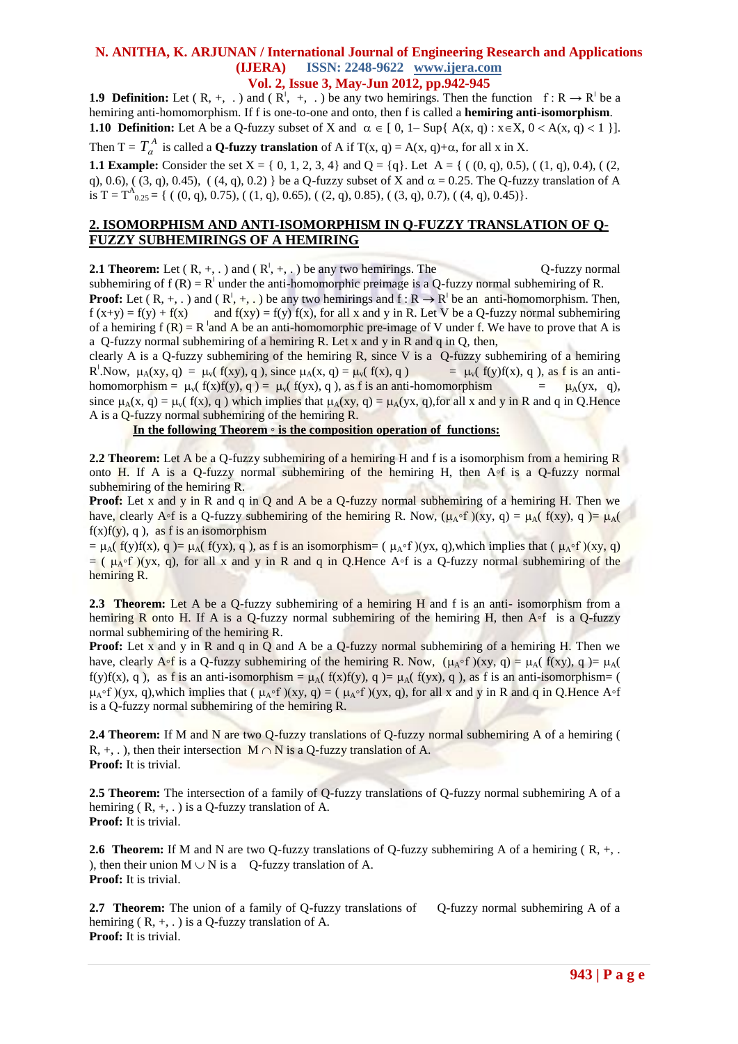**1.9 Definition:** Let ( R, +, . ) and ( $R^l$, +, . ) be any two hemirings. Then the function $f : R \to R^l$ be a hemiring anti-homomorphism. If f is one-to-one and onto, then f is called a **hemiring anti-isomorphism**.

**1.10 Definition:** Let A be a Q-fuzzy subset of X and $\alpha \in [\, 0, 1 - \text{Sup}\{ A(x, q) : x \in X, 0 < A(x, q) < 1 \}]$. Then $T = T_{\alpha}^{A}$ is called a **Q-fuzzy translation** of A if $T(x, q) = A(x, q) + \alpha$, for all x in X.

**1.1 Example:** Consider the set X = { 0, 1, 2, 3, 4} and Q = {q}. Let A = { ( (0, q), 0.5), ( (1, q), 0.4), ( (2, q), 0.6), ( (3, q), 0.45), ( (4, q), 0.2) } be a Q-fuzzy subset of X and $\alpha = 0.25$. The Q-fuzzy translation of A is $T = T^{A}_{0.25}$ = { ( (0, q), 0.75), ( (1, q), 0.65), ( (2, q), 0.85), ( (3, q), 0.7), ( (4, q), 0.45)}.

## 2. ISOMORPHISM AND ANTI-ISOMORPHISM IN Q-FUZZY TRANSLATION OF Q-FUZZY SUBHEMIRINGS OF A HEMIRING

**2.1 Theorem:** Let ( R, +, . ) and ( $R^l$, +, . ) be any two hemirings. The Q-fuzzy normal subhemiring of f (R) = $R^l$ under the anti-homomorphic preimage is a Q-fuzzy normal subhemiring of R.

**Proof:** Let ( R, +, . ) and ( $R^l$, +, . ) be any two hemirings and $f : R \to R^l$ be an anti-homomorphism. Then, f (x+y) = f(y) + f(x) and f(xy) = f(y) f(x), for all x and y in R. Let V be a Q-fuzzy normal subhemiring of a hemiring f (R) = $R^l$ and A be an anti-homomorphic pre-image of V under f. We have to prove that A is a Q-fuzzy normal subhemiring of a hemiring R. Let x and y in R and q in Q, then, clearly A is a Q-fuzzy subhemiring of the hemiring R, since V is a Q-fuzzy subhemiring of a hemiring $R^l$.Now, $\mu_A(xy, q) = \mu_v( f(xy), q )$, since $\mu_A(x, q) = \mu_v( f(x), q )$ $= \mu_v( f(y)f(x), q )$, as f is an anti-homomorphism $= \mu_v( f(x)f(y), q ) = \mu_v( f(yx), q )$, as f is an anti-homomorphism $= \mu_A(yx, q)$, since $\mu_A(x, q) = \mu_v( f(x), q )$ which implies that $\mu_A(xy, q) = \mu_A(yx, q)$,for all x and y in R and q in Q.Hence A is a Q-fuzzy normal subhemiring of the hemiring R.

**In the following Theorem ∘ is the composition operation of functions:**

**2.2 Theorem:** Let A be a Q-fuzzy subhemiring of a hemiring H and f is a isomorphism from a hemiring R onto H. If A is a Q-fuzzy normal subhemiring of the hemiring H, then A∘f is a Q-fuzzy normal subhemiring of the hemiring R.

**Proof:** Let x and y in R and q in Q and A be a Q-fuzzy normal subhemiring of a hemiring H. Then we have, clearly A∘f is a Q-fuzzy subhemiring of the hemiring R. Now, $(\mu_A \circ f)(xy, q) = \mu_A( f(xy), q ) = \mu_A( f(x)f(y), q )$, as f is an isomorphism $= \mu_A( f(y)f(x), q ) = \mu_A( f(yx), q )$, as f is an isomorphism $= ( \mu_A \circ f )(yx, q)$,which implies that $( \mu_A \circ f )(xy, q) = ( \mu_A \circ f )(yx, q)$, for all x and y in R and q in Q.Hence A∘f is a Q-fuzzy normal subhemiring of the hemiring R.

**2.3 Theorem:** Let A be a Q-fuzzy subhemiring of a hemiring H and f is an anti- isomorphism from a hemiring R onto H. If A is a Q-fuzzy normal subhemiring of the hemiring H, then A∘f is a Q-fuzzy normal subhemiring of the hemiring R.

**Proof:** Let x and y in R and q in Q and A be a Q-fuzzy normal subhemiring of a hemiring H. Then we have, clearly A∘f is a Q-fuzzy subhemiring of the hemiring R. Now, $(\mu_A \circ f )(xy, q) = \mu_A( f(xy), q ) = \mu_A( f(y)f(x), q )$, as f is an anti-isomorphism $= \mu_A( f(x)f(y), q ) = \mu_A( f(yx), q )$, as f is an anti-isomorphism $= ( \mu_A \circ f )(yx, q)$,which implies that $( \mu_A \circ f )(xy, q) = ( \mu_A \circ f )(yx, q)$, for all x and y in R and q in Q.Hence A∘f is a Q-fuzzy normal subhemiring of the hemiring R.

**2.4 Theorem:** If M and N are two Q-fuzzy translations of Q-fuzzy normal subhemiring A of a hemiring ( R, +, . ), then their intersection $M \cap N$ is a Q-fuzzy translation of A.

**Proof:** It is trivial.

**2.5 Theorem:** The intersection of a family of Q-fuzzy translations of Q-fuzzy normal subhemiring A of a hemiring ( R, +, . ) is a Q-fuzzy translation of A.

**Proof:** It is trivial.

**2.6 Theorem:** If M and N are two Q-fuzzy translations of Q-fuzzy subhemiring A of a hemiring ( R, +, . ), then their union $M \cup N$ is a Q-fuzzy translation of A.

**Proof:** It is trivial.

**2.7 Theorem:** The union of a family of Q-fuzzy translations of Q-fuzzy normal subhemiring A of a hemiring ( R, +, . ) is a Q-fuzzy translation of A.

**Proof:** It is trivial.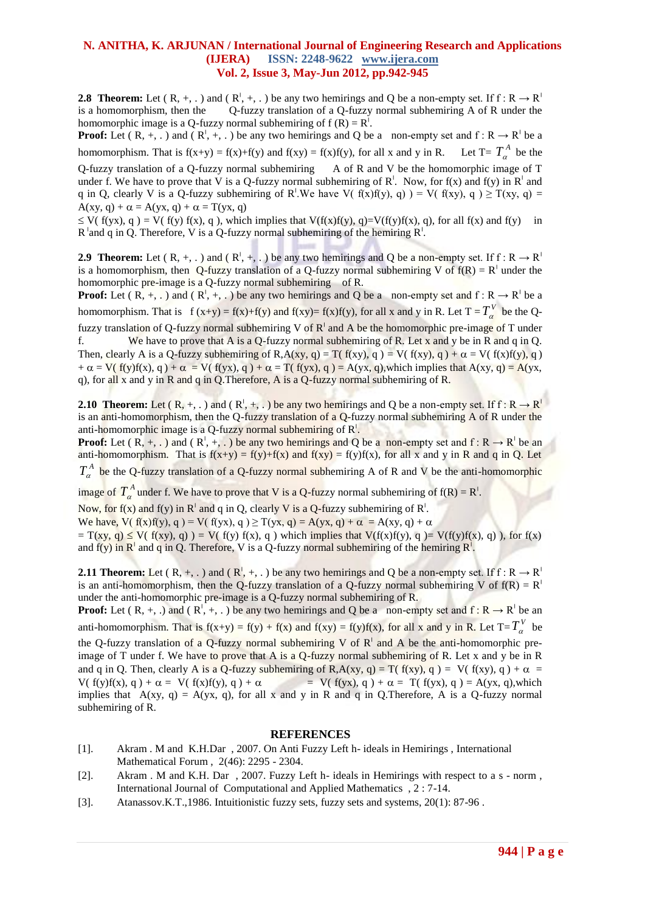**2.8 Theorem:** Let ( R, +, . ) and ( $R^l$, +, . ) be any two hemirings and Q be a non-empty set. If f : R → $R^l$ is a homomorphism, then the Q-fuzzy translation of a Q-fuzzy normal subhemiring A of R under the homomorphic image is a Q-fuzzy normal subhemiring of f (R) = $R^l$.

**Proof:** Let ( R, +, . ) and ( $R^l$, +, . ) be any two hemirings and Q be a non-empty set and f : R → $R^l$ be a homomorphism. That is f(x+y) = f(x)+f(y) and f(xy) = f(x)f(y), for all x and y in R. Let T= $T_\alpha^A$ be the Q-fuzzy translation of a Q-fuzzy normal subhemiring A of R and V be the homomorphic image of T under f. We have to prove that V is a Q-fuzzy normal subhemiring of $R^l$. Now, for f(x) and f(y) in $R^l$ and q in Q, clearly V is a Q-fuzzy subhemiring of $R^l$.We have V( f(x)f(y), q) ) = V( f(xy), q ) ≥ T(xy, q) = A(xy, q) + α = A(yx, q) + α = T(yx, q)
≤ V( f(yx), q ) = V( f(y) f(x), q ), which implies that V(f(x)f(y), q)=V(f(y)f(x), q), for all f(x) and f(y) in $R^l$and q in Q. Therefore, V is a Q-fuzzy normal subhemiring of the hemiring $R^l$.

**2.9 Theorem:** Let ( R, +, . ) and ( $R^l$, +, . ) be any two hemirings and Q be a non-empty set. If f : R → $R^l$ is a homomorphism, then Q-fuzzy translation of a Q-fuzzy normal subhemiring V of f(R) = $R^l$ under the homomorphic pre-image is a Q-fuzzy normal subhemiring of R.

**Proof:** Let ( R, +, . ) and ( $R^l$, +, . ) be any two hemirings and Q be a non-empty set and f : R → $R^l$ be a homomorphism. That is f (x+y) = f(x)+f(y) and f(xy)= f(x)f(y), for all x and y in R. Let T = $T_\alpha^V$ be the Q-fuzzy translation of a Q-fuzzy normal subhemiring V of $R^l$ and A be the homomorphic pre-image of T under f. We have to prove that A is a Q-fuzzy normal subhemiring of R. Let x and y be in R and q in Q. Then, clearly A is a Q-fuzzy subhemiring of R,A(xy, q) = T( f(xy), q ) = V( f(xy), q ) + α = V( f(x)f(y), q ) + α = V( f(y)f(x), q ) + α = V( f(yx), q ) + α = T( f(yx), q ) = A(yx, q),which implies that A(xy, q) = A(yx, q), for all x and y in R and q in Q.Therefore, A is a Q-fuzzy normal subhemiring of R.

**2.10 Theorem:** Let ( R, +, . ) and ( $R^l$, +, . ) be any two hemirings and Q be a non-empty set. If f : R → $R^l$ is an anti-homomorphism, then the Q-fuzzy translation of a Q-fuzzy normal subhemiring A of R under the anti-homomorphic image is a Q-fuzzy normal subhemiring of $R^l$.

**Proof:** Let ( R, +, . ) and ( $R^l$, +, . ) be any two hemirings and Q be a non-empty set and f : R → $R^l$ be an anti-homomorphism. That is f(x+y) = f(y)+f(x) and f(xy) = f(y)f(x), for all x and y in R and q in Q. Let $T_\alpha^A$ be the Q-fuzzy translation of a Q-fuzzy normal subhemiring A of R and V be the anti-homomorphic image of $T_\alpha^A$ under f. We have to prove that V is a Q-fuzzy normal subhemiring of f(R) = $R^l$.
Now, for f(x) and f(y) in $R^l$ and q in Q, clearly V is a Q-fuzzy subhemiring of $R^l$.
We have, V( f(x)f(y), q ) = V( f(yx), q ) ≥ T(yx, q) = A(yx, q) + α = A(xy, q) + α
= T(xy, q) ≤ V( f(xy), q) ) = V( f(y) f(x), q ) which implies that V(f(x)f(y), q )= V(f(y)f(x), q) ), for f(x) and f(y) in $R^l$ and q in Q. Therefore, V is a Q-fuzzy normal subhemiring of the hemiring $R^l$.

**2.11 Theorem:** Let ( R, +, . ) and ( $R^l$, +, . ) be any two hemirings and Q be a non-empty set. If f : R → $R^l$ is an anti-homomorphism, then the Q-fuzzy translation of a Q-fuzzy normal subhemiring V of f(R) = $R^l$ under the anti-homomorphic pre-image is a Q-fuzzy normal subhemiring of R.

**Proof:** Let ( R, +, .) and ( $R^l$, +, . ) be any two hemirings and Q be a non-empty set and f : R → $R^l$ be an anti-homomorphism. That is f(x+y) = f(y) + f(x) and f(xy) = f(y)f(x), for all x and y in R. Let T=$T_\alpha^V$ be the Q-fuzzy translation of a Q-fuzzy normal subhemiring V of $R^l$ and A be the anti-homomorphic pre-image of T under f. We have to prove that A is a Q-fuzzy normal subhemiring of R. Let x and y be in R and q in Q. Then, clearly A is a Q-fuzzy subhemiring of R,A(xy, q) = T( f(xy), q ) = V( f(xy), q ) + α = V( f(y)f(x), q ) + α = V( f(x)f(y), q ) + α = V( f(yx), q ) + α = T( f(yx), q ) = A(yx, q),which implies that A(xy, q) = A(yx, q), for all x and y in R and q in Q.Therefore, A is a Q-fuzzy normal subhemiring of R.

## REFERENCES

[1]. Akram . M and K.H.Dar , 2007. On Anti Fuzzy Left h- ideals in Hemirings , International Mathematical Forum , 2(46): 2295 - 2304.

[2]. Akram . M and K.H. Dar , 2007. Fuzzy Left h- ideals in Hemirings with respect to a s - norm , International Journal of Computational and Applied Mathematics , 2 : 7-14.

[3]. Atanassov.K.T.,1986. Intuitionistic fuzzy sets, fuzzy sets and systems, 20(1): 87-96 .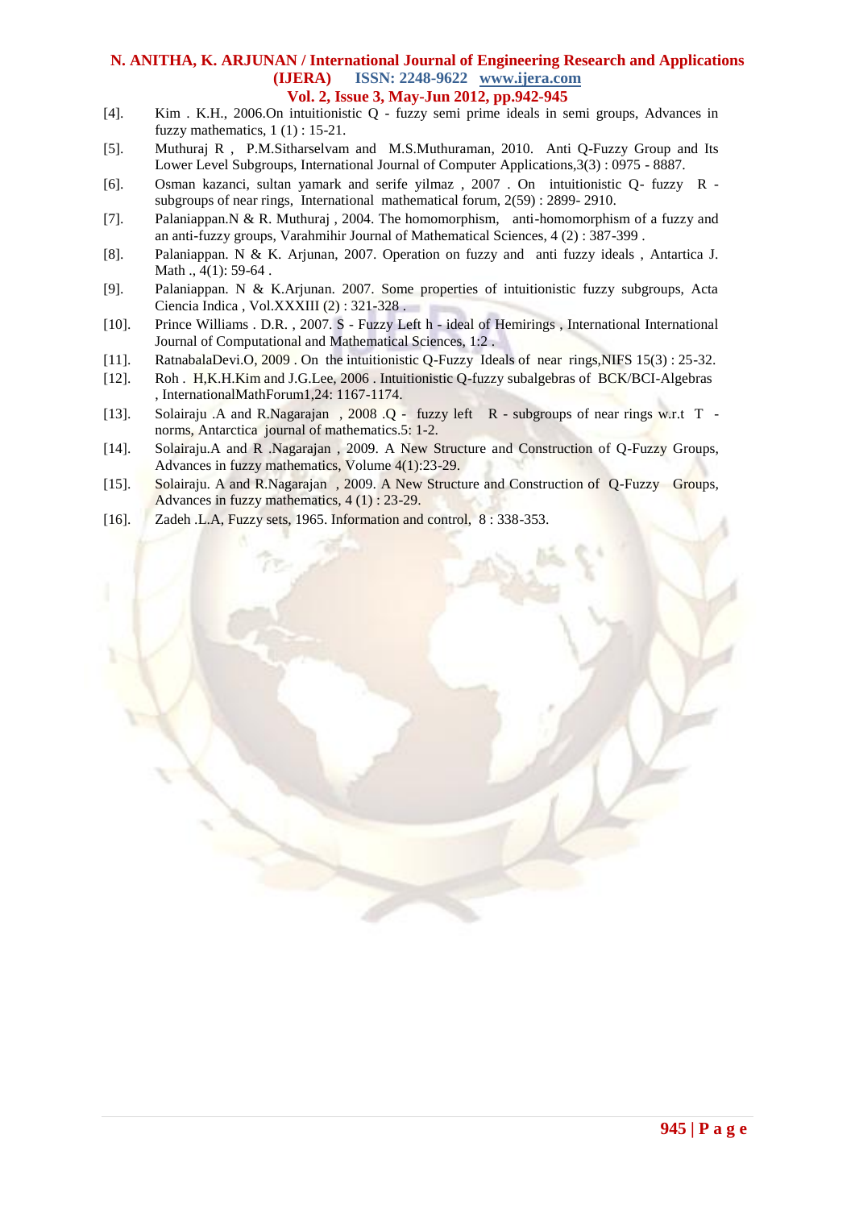[4]. Kim . K.H., 2006.On intuitionistic Q - fuzzy semi prime ideals in semi groups, Advances in fuzzy mathematics, 1 (1) : 15-21.

[5]. Muthuraj R , P.M.Sitharselvam and M.S.Muthuraman, 2010. Anti Q-Fuzzy Group and Its Lower Level Subgroups, International Journal of Computer Applications,3(3) : 0975 - 8887.

[6]. Osman kazanci, sultan yamark and serife yilmaz , 2007 . On intuitionistic Q- fuzzy R - subgroups of near rings, International mathematical forum, 2(59) : 2899- 2910.

[7]. Palaniappan.N & R. Muthuraj , 2004. The homomorphism, anti-homomorphism of a fuzzy and an anti-fuzzy groups, Varahmihir Journal of Mathematical Sciences, 4 (2) : 387-399 .

[8]. Palaniappan. N & K. Arjunan, 2007. Operation on fuzzy and anti fuzzy ideals , Antartica J. Math ., 4(1): 59-64 .

[9]. Palaniappan. N & K.Arjunan. 2007. Some properties of intuitionistic fuzzy subgroups, Acta Ciencia Indica , Vol.XXXIII (2) : 321-328 .

[10]. Prince Williams . D.R. , 2007. S - Fuzzy Left h - ideal of Hemirings , International International Journal of Computational and Mathematical Sciences, 1:2 .

[11]. RatnabalaDevi.O, 2009 . On the intuitionistic Q-Fuzzy Ideals of near rings,NIFS 15(3) : 25-32.

[12]. Roh . H,K.H.Kim and J.G.Lee, 2006 . Intuitionistic Q-fuzzy subalgebras of BCK/BCI-Algebras , InternationalMathForum1,24: 1167-1174.

[13]. Solairaju .A and R.Nagarajan , 2008 .Q - fuzzy left R - subgroups of near rings w.r.t T - norms, Antarctica journal of mathematics.5: 1-2.

[14]. Solairaju.A and R .Nagarajan , 2009. A New Structure and Construction of Q-Fuzzy Groups, Advances in fuzzy mathematics, Volume 4(1):23-29.

[15]. Solairaju. A and R.Nagarajan , 2009. A New Structure and Construction of Q-Fuzzy Groups, Advances in fuzzy mathematics, 4 (1) : 23-29.

[16]. Zadeh .L.A, Fuzzy sets, 1965. Information and control, 8 : 338-353.